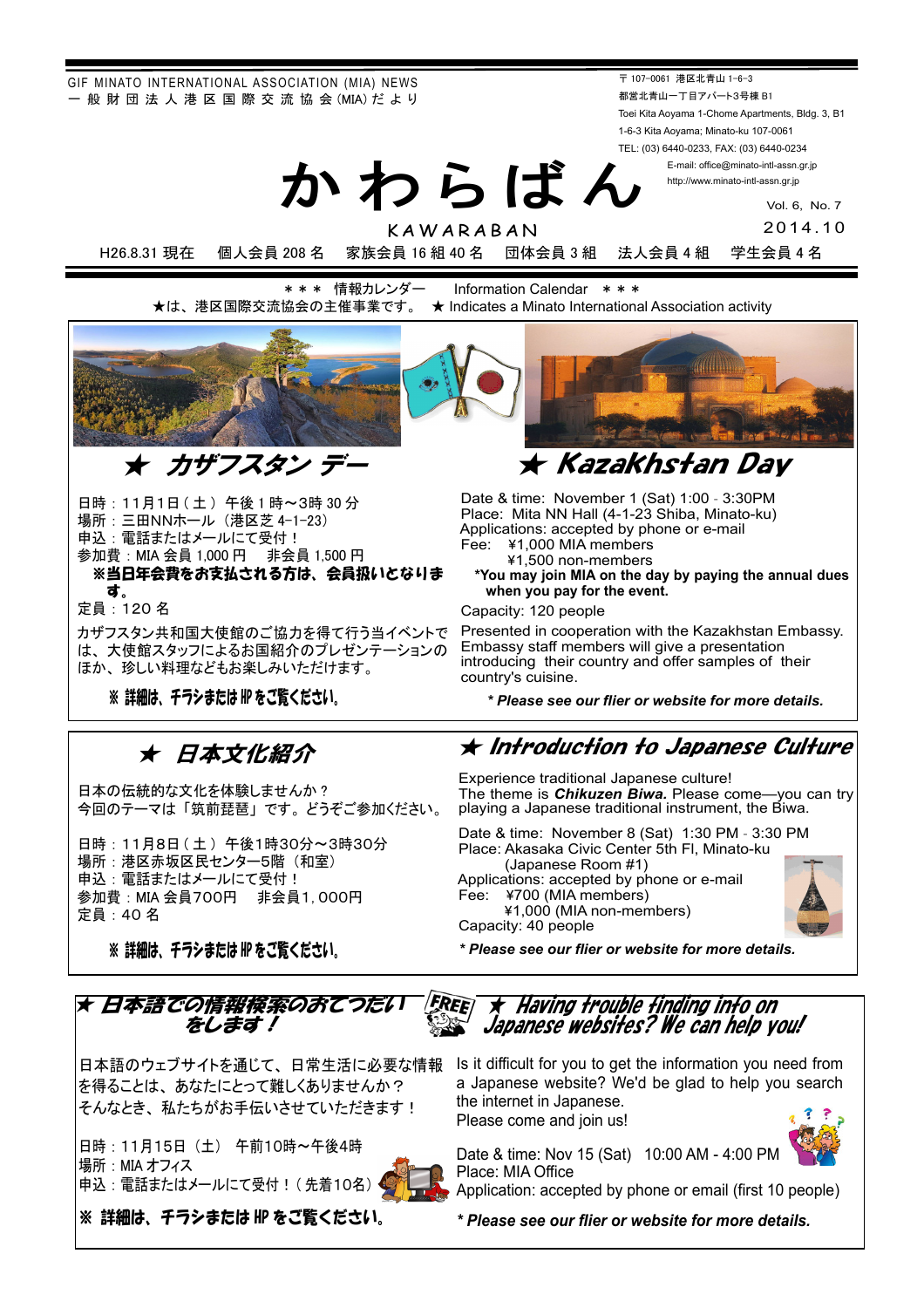GIF MINATO INTERNATIONAL ASSOCIATION (MIA) NEWS
一般財団法人港区国際交流協会(MIA)だより

〒107-0061 港区北青山 1-6-3
都営北青山一丁目アパート3号棟 B1
Toei Kita Aoyama 1-Chome Apartments, Bldg. 3, B1
1-6-3 Kita Aoyama; Minato-ku 107-0061
TEL: (03) 6440-0233, FAX: (03) 6440-0234
E-mail: office@minato-intl-assn.gr.jp
http://www.minato-intl-assn.gr.jp

# かわらばん

KAWARABAN

Vol. 6, No. 7
2014.10

H26.8.31 現在　個人会員 208 名　家族会員 16 組 40 名　団体会員 3 組　法人会員 4 組　学生会員 4 名

＊＊＊ 情報カレンダー　Information Calendar ＊＊＊
★は、港区国際交流協会の主催事業です。 ★ Indicates a Minato International Association activity

## ★ カザフスタン デー

日時：11月1日（土）午後1時～3時 30 分
場所：三田NNホール（港区芝 4-1-23）
申込：電話またはメールにて受付！
参加費：MIA 会員 1,000 円　非会員 1,500 円
**※当日年会費をお支払される方は、会員扱いとなります。**
定員：120 名

カザフスタン共和国大使館のご協力を得て行う当イベントでは、大使館スタッフによる自国紹介のプレゼンテーションのほか、珍しい料理などもお楽しみいただけます。

**※ 詳細は、チラシまたは HP をご覧ください。**

## ★ Kazakhstan Day

Date & time: November 1 (Sat) 1:00 - 3:30PM
Place: Mita NN Hall (4-1-23 Shiba, Minato-ku)
Applications: accepted by phone or e-mail
Fee: ¥1,000 MIA members
¥1,500 non-members
**\*You may join MIA on the day by paying the annual dues when you pay for the event.**
Capacity: 120 people

Presented in cooperation with the Kazakhstan Embassy. Embassy staff members will give a presentation introducing their country and offer samples of their country's cuisine.

***\* Please see our flier or website for more details.***

## ★ 日本文化紹介

日本の伝統的な文化を体験しませんか？
今回のテーマは「筑前琵琶」です。どうぞご参加ください。

日時：11月8日（土）午後1時30分～3時30分
場所：港区赤坂区民センター5階（和室）
申込：電話またはメールにて受付！
参加費：MIA 会員700円　非会員1,000円
定員：40 名

**※ 詳細は、チラシまたは HP をご覧ください。**

## ★ Introduction to Japanese Culture

Experience traditional Japanese culture!
The theme is ***Chikuzen Biwa.*** Please come—you can try playing a Japanese traditional instrument, the Biwa.

Date & time: November 8 (Sat) 1:30 PM - 3:30 PM
Place: Akasaka Civic Center 5th Fl, Minato-ku
(Japanese Room #1)
Applications: accepted by phone or e-mail
Fee: ¥700 (MIA members)
¥1,000 (MIA non-members)
Capacity: 40 people

***\* Please see our flier or website for more details.***

## ★ 日本語での情報検索のおてつだいをします！

FREE

日本語のウェブサイトを通じて、日常生活に必要な情報を得ることは、あなたにとって難しくありませんか？
そんなとき、私たちがお手伝いさせていただきます！

日時：11月15日（土）午前10時～午後4時
場所：MIA オフィス
申込：電話またはメールにて受付！（先着10名）

**※ 詳細は、チラシまたは HP をご覧ください。**

## ★ Having trouble finding info on Japanese websites? We can help you!

Is it difficult for you to get the information you need from a Japanese website? We'd be glad to help you search the internet in Japanese.
Please come and join us!

Date & time: Nov 15 (Sat) 10:00 AM - 4:00 PM
Place: MIA Office
Application: accepted by phone or email (first 10 people)

***\* Please see our flier or website for more details.***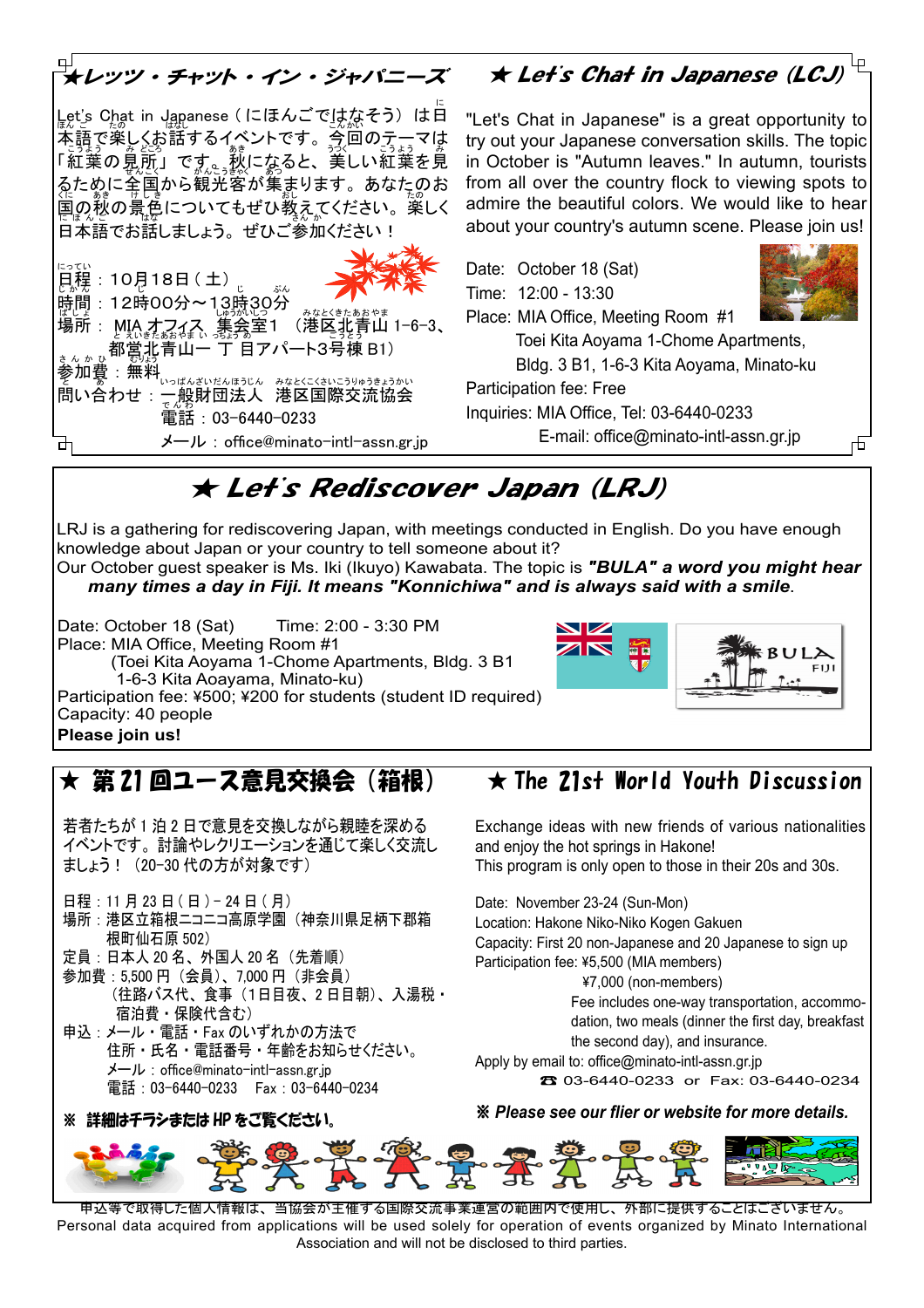## ★レッツ・チャット・イン・ジャパニーズ

Let's Chat in Japanese（にほんごではなそう）は日本語で楽しくお話するイベントです。今回のテーマは「紅葉の見所」です。秋になると、美しい紅葉を見るために全国から観光客が集まります。あなたのお国の秋の景色についてもぜひ教えてください。楽しく日本語でお話しましょう。ぜひご参加ください！

日程：10月18日（土）
時間：12時00分～13時30分
場所：MIA オフィス 集会室1 （港区北青山 1-6-3、都営北青山一丁目アパート3号棟 B1）
参加費：無料
問い合わせ：一般財団法人 港区国際交流協会
電話：03-6440-0233
メール：office@minato-intl-assn.gr.jp

## ★ Let's Chat in Japanese (LCJ)

"Let's Chat in Japanese" is a great opportunity to try out your Japanese conversation skills. The topic in October is "Autumn leaves." In autumn, tourists from all over the country flock to viewing spots to admire the beautiful colors. We would like to hear about your country's autumn scene. Please join us!

Date: October 18 (Sat)
Time: 12:00 - 13:30
Place: MIA Office, Meeting Room #1
Toei Kita Aoyama 1-Chome Apartments,
Bldg. 3 B1, 1-6-3 Kita Aoyama, Minato-ku
Participation fee: Free
Inquiries: MIA Office, Tel: 03-6440-0233
E-mail: office@minato-intl-assn.gr.jp

## ★ Let's Rediscover Japan (LRJ)

LRJ is a gathering for rediscovering Japan, with meetings conducted in English. Do you have enough knowledge about Japan or your country to tell someone about it?
Our October guest speaker is Ms. Iki (Ikuyo) Kawabata. The topic is ***"BULA" a word you might hear many times a day in Fiji. It means "Konnichiwa" and is always said with a smile***.

Date: October 18 (Sat)  Time: 2:00 - 3:30 PM
Place: MIA Office, Meeting Room #1
(Toei Kita Aoyama 1-Chome Apartments, Bldg. 3 B1
1-6-3 Kita Aoayama, Minato-ku)
Participation fee: ¥500; ¥200 for students (student ID required)
Capacity: 40 people
**Please join us!**

## ★ 第21回ユース意見交換会（箱根）

若者たちが1泊2日で意見を交換しながら親睦を深めるイベントです。討論やレクリエーションを通じて楽しく交流しましょう！（20-30代の方が対象です）

日程：11月23日（日）- 24日（月）
場所：港区立箱根ニコニコ高原学園（神奈川県足柄下郡箱根町仙石原 502）
定員：日本人20名、外国人20名（先着順）
参加費：5,500円（会員）、7,000円（非会員）
（往路バス代、食事（1日目夜、2日目朝）、入湯税・宿泊費・保険代含む）
申込：メール・電話・Fax のいずれかの方法で住所・氏名・電話番号・年齢をお知らせください。
メール：office@minato-intl-assn.gr.jp
電話：03-6440-0233 Fax：03-6440-0234

**※ 詳細はチラシまたは HP をご覧ください。**

## ★ The 21st World Youth Discussion

Exchange ideas with new friends of various nationalities and enjoy the hot springs in Hakone!
This program is only open to those in their 20s and 30s.

Date: November 23-24 (Sun-Mon)
Location: Hakone Niko-Niko Kogen Gakuen
Capacity: First 20 non-Japanese and 20 Japanese to sign up
Participation fee: ¥5,500 (MIA members)
¥7,000 (non-members)
Fee includes one-way transportation, accommodation, two meals (dinner the first day, breakfast the second day), and insurance.
Apply by email to: office@minato-intl-assn.gr.jp
☎ 03-6440-0233 or Fax: 03-6440-0234

***※ Please see our flier or website for more details.***

申込等で取得した個人情報は、当協会が主催する国際交流事業運営の範囲内で使用し、外部に提供することはございません。
Personal data acquired from applications will be used solely for operation of events organized by Minato International Association and will not be disclosed to third parties.